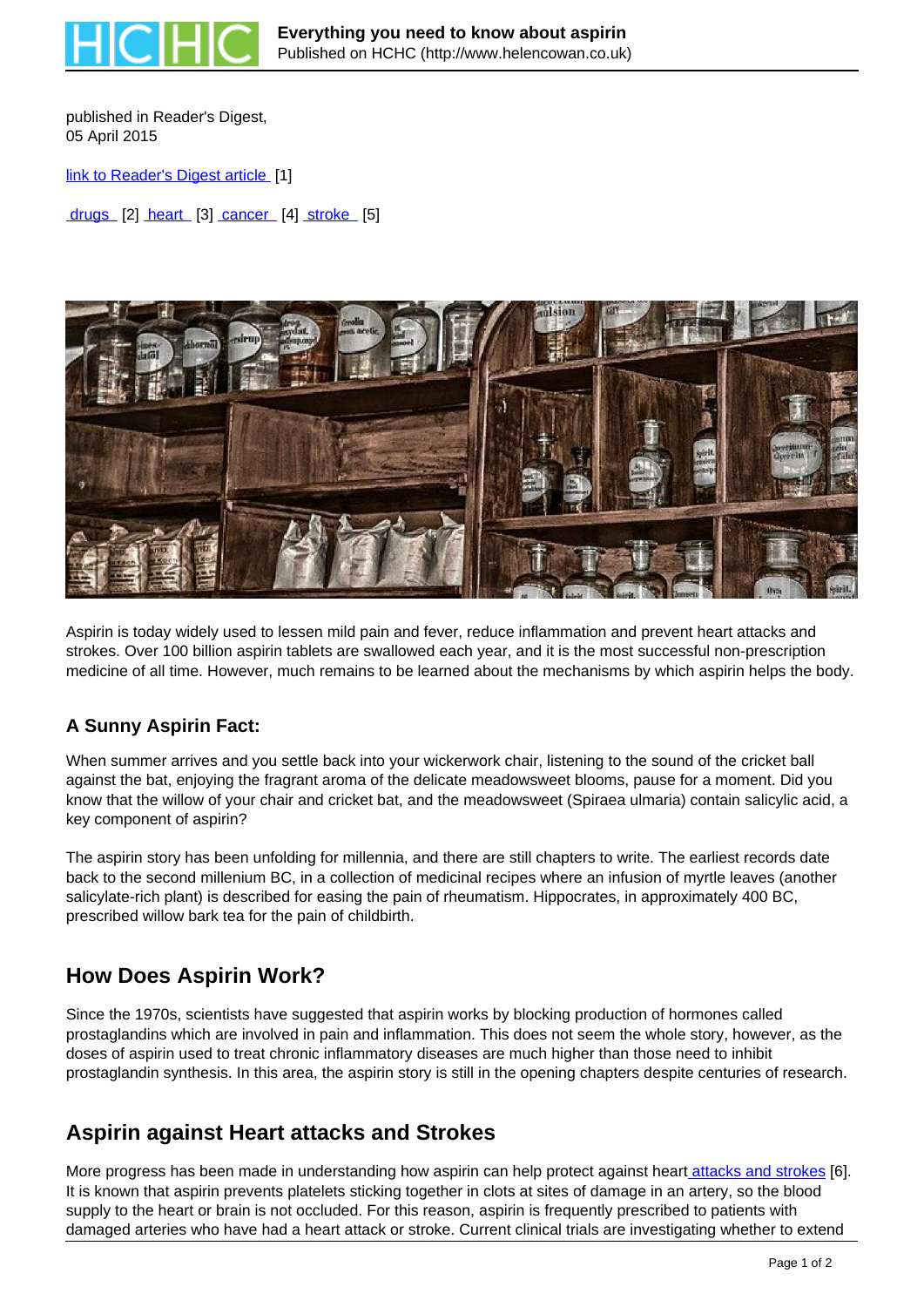published in Reader's Digest,
05 April 2015

link to Reader's Digest article [1]

drugs [2] heart [3] cancer [4] stroke [5]

Aspirin is today widely used to lessen mild pain and fever, reduce inflammation and prevent heart attacks and strokes. Over 100 billion aspirin tablets are swallowed each year, and it is the most successful non-prescription medicine of all time. However, much remains to be learned about the mechanisms by which aspirin helps the body.

### A Sunny Aspirin Fact:

When summer arrives and you settle back into your wickerwork chair, listening to the sound of the cricket ball against the bat, enjoying the fragrant aroma of the delicate meadowsweet blooms, pause for a moment. Did you know that the willow of your chair and cricket bat, and the meadowsweet (Spiraea ulmaria) contain salicylic acid, a key component of aspirin?

The aspirin story has been unfolding for millennia, and there are still chapters to write. The earliest records date back to the second millenium BC, in a collection of medicinal recipes where an infusion of myrtle leaves (another salicylate-rich plant) is described for easing the pain of rheumatism. Hippocrates, in approximately 400 BC, prescribed willow bark tea for the pain of childbirth.

## How Does Aspirin Work?

Since the 1970s, scientists have suggested that aspirin works by blocking production of hormones called prostaglandins which are involved in pain and inflammation. This does not seem the whole story, however, as the doses of aspirin used to treat chronic inflammatory diseases are much higher than those need to inhibit prostaglandin synthesis. In this area, the aspirin story is still in the opening chapters despite centuries of research.

## Aspirin against Heart attacks and Strokes

More progress has been made in understanding how aspirin can help protect against heart attacks and strokes [6]. It is known that aspirin prevents platelets sticking together in clots at sites of damage in an artery, so the blood supply to the heart or brain is not occluded. For this reason, aspirin is frequently prescribed to patients with damaged arteries who have had a heart attack or stroke. Current clinical trials are investigating whether to extend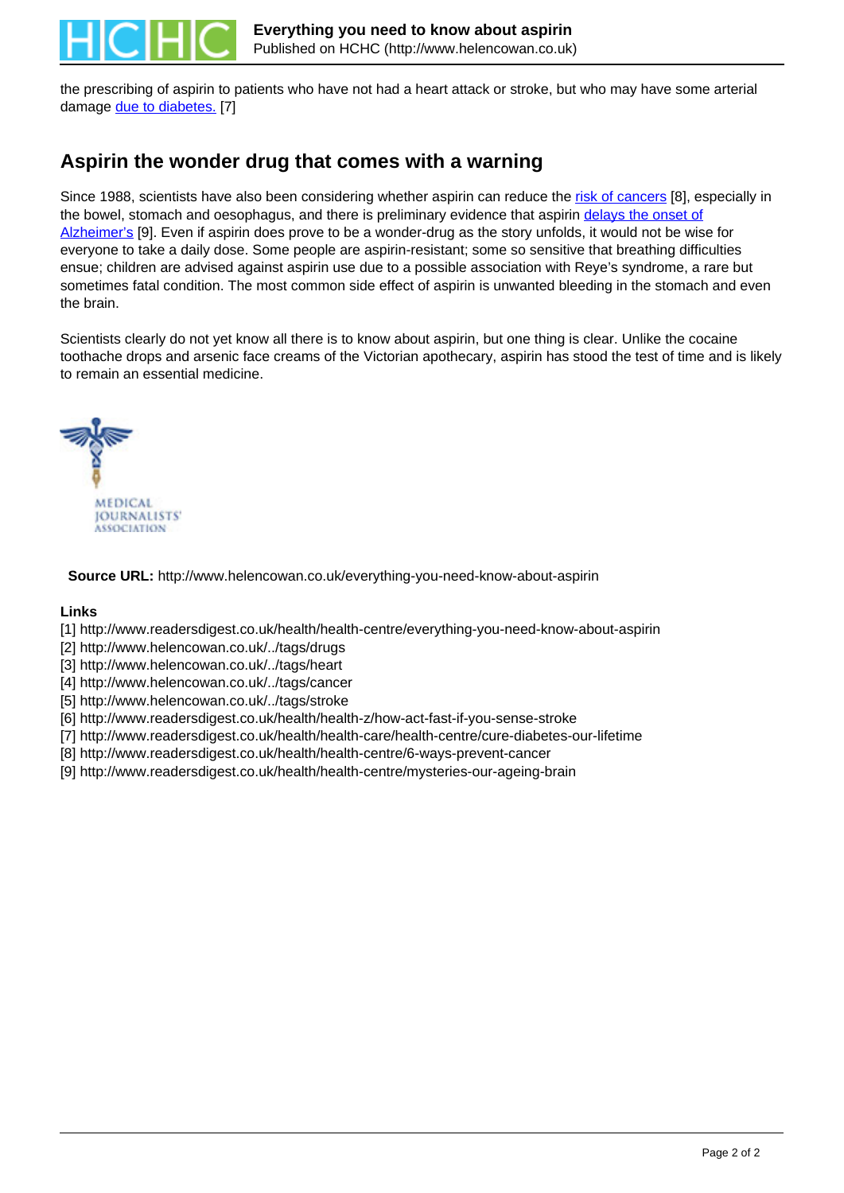the prescribing of aspirin to patients who have not had a heart attack or stroke, but who may have some arterial damage due to diabetes. [7]

## Aspirin the wonder drug that comes with a warning

Since 1988, scientists have also been considering whether aspirin can reduce the risk of cancers [8], especially in the bowel, stomach and oesophagus, and there is preliminary evidence that aspirin delays the onset of Alzheimer's [9]. Even if aspirin does prove to be a wonder-drug as the story unfolds, it would not be wise for everyone to take a daily dose. Some people are aspirin-resistant; some so sensitive that breathing difficulties ensue; children are advised against aspirin use due to a possible association with Reye's syndrome, a rare but sometimes fatal condition. The most common side effect of aspirin is unwanted bleeding in the stomach and even the brain.

Scientists clearly do not yet know all there is to know about aspirin, but one thing is clear. Unlike the cocaine toothache drops and arsenic face creams of the Victorian apothecary, aspirin has stood the test of time and is likely to remain an essential medicine.

MEDICAL JOURNALISTS' ASSOCIATION

**Source URL:** http://www.helencowan.co.uk/everything-you-need-know-about-aspirin

**Links**

[1] http://www.readersdigest.co.uk/health/health-centre/everything-you-need-know-about-aspirin
[2] http://www.helencowan.co.uk/../tags/drugs
[3] http://www.helencowan.co.uk/../tags/heart
[4] http://www.helencowan.co.uk/../tags/cancer
[5] http://www.helencowan.co.uk/../tags/stroke
[6] http://www.readersdigest.co.uk/health/health-z/how-act-fast-if-you-sense-stroke
[7] http://www.readersdigest.co.uk/health/health-care/health-centre/cure-diabetes-our-lifetime
[8] http://www.readersdigest.co.uk/health/health-centre/6-ways-prevent-cancer
[9] http://www.readersdigest.co.uk/health/health-centre/mysteries-our-ageing-brain